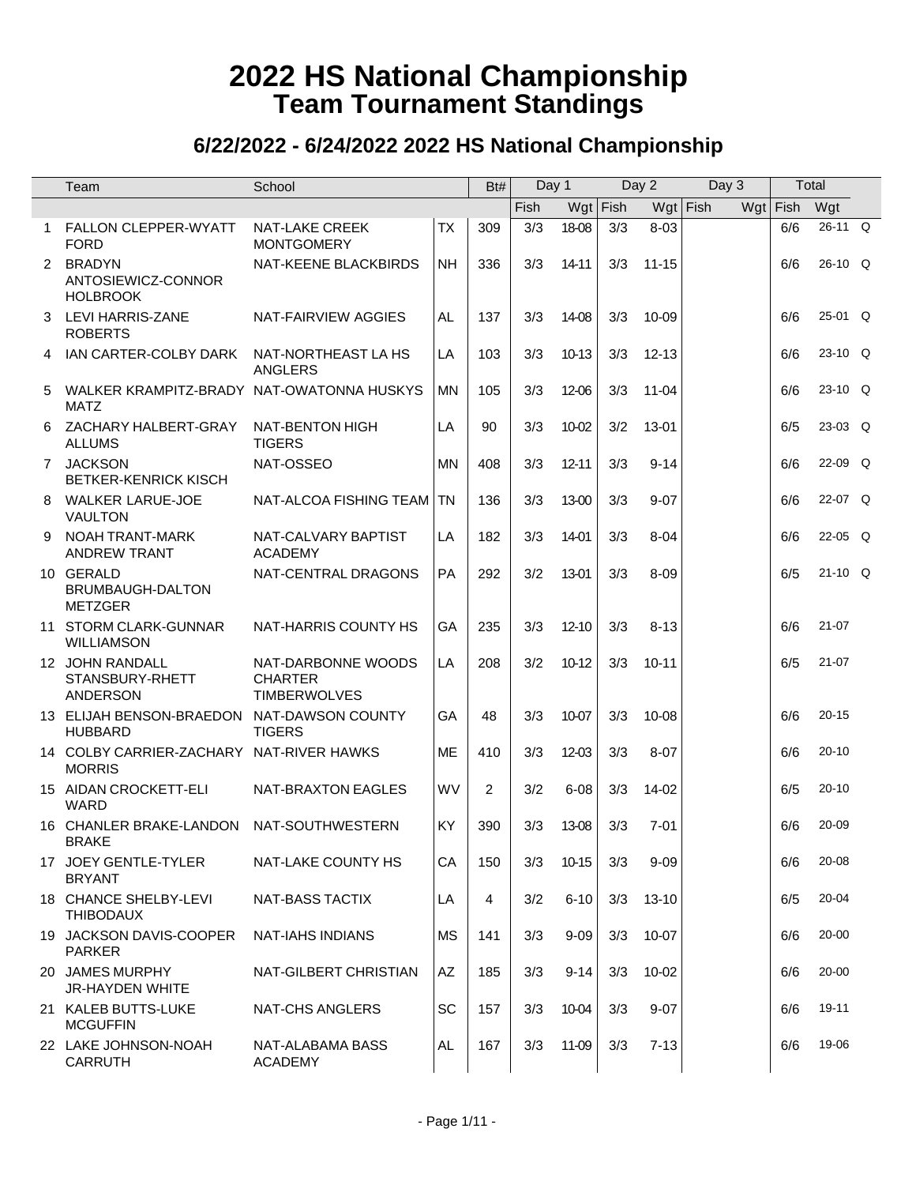# 2022 HS National Championship
# Team Tournament Standings

## 6/22/2022 - 6/24/2022 2022 HS National Championship

| | Team | School | | Bt# | Day 1 | | Day 2 | | Day 3 | | Total | | |
|---|---|---|---|---|---|---|---|---|---|---|---|---|---|
| | | | | | Fish | Wgt | Fish | Wgt | Fish | Wgt | Fish | Wgt | |
| 1 | FALLON CLEPPER-WYATT FORD | NAT-LAKE CREEK MONTGOMERY | TX | 309 | 3/3 | 18-08 | 3/3 | 8-03 | | | 6/6 | 26-11 | Q |
| 2 | BRADYN ANTOSIEWICZ-CONNOR HOLBROOK | NAT-KEENE BLACKBIRDS | NH | 336 | 3/3 | 14-11 | 3/3 | 11-15 | | | 6/6 | 26-10 | Q |
| 3 | LEVI HARRIS-ZANE ROBERTS | NAT-FAIRVIEW AGGIES | AL | 137 | 3/3 | 14-08 | 3/3 | 10-09 | | | 6/6 | 25-01 | Q |
| 4 | IAN CARTER-COLBY DARK | NAT-NORTHEAST LA HS ANGLERS | LA | 103 | 3/3 | 10-13 | 3/3 | 12-13 | | | 6/6 | 23-10 | Q |
| 5 | WALKER KRAMPITZ-BRADY MATZ | NAT-OWATONNA HUSKYS | MN | 105 | 3/3 | 12-06 | 3/3 | 11-04 | | | 6/6 | 23-10 | Q |
| 6 | ZACHARY HALBERT-GRAY ALLUMS | NAT-BENTON HIGH TIGERS | LA | 90 | 3/3 | 10-02 | 3/2 | 13-01 | | | 6/5 | 23-03 | Q |
| 7 | JACKSON BETKER-KENRICK KISCH | NAT-OSSEO | MN | 408 | 3/3 | 12-11 | 3/3 | 9-14 | | | 6/6 | 22-09 | Q |
| 8 | WALKER LARUE-JOE VAULTON | NAT-ALCOA FISHING TEAM | TN | 136 | 3/3 | 13-00 | 3/3 | 9-07 | | | 6/6 | 22-07 | Q |
| 9 | NOAH TRANT-MARK ANDREW TRANT | NAT-CALVARY BAPTIST ACADEMY | LA | 182 | 3/3 | 14-01 | 3/3 | 8-04 | | | 6/6 | 22-05 | Q |
| 10 | GERALD BRUMBAUGH-DALTON METZGER | NAT-CENTRAL DRAGONS | PA | 292 | 3/2 | 13-01 | 3/3 | 8-09 | | | 6/5 | 21-10 | Q |
| 11 | STORM CLARK-GUNNAR WILLIAMSON | NAT-HARRIS COUNTY HS | GA | 235 | 3/3 | 12-10 | 3/3 | 8-13 | | | 6/6 | 21-07 | |
| 12 | JOHN RANDALL STANSBURY-RHETT ANDERSON | NAT-DARBONNE WOODS CHARTER TIMBERWOLVES | LA | 208 | 3/2 | 10-12 | 3/3 | 10-11 | | | 6/5 | 21-07 | |
| 13 | ELIJAH BENSON-BRAEDON HUBBARD | NAT-DAWSON COUNTY TIGERS | GA | 48 | 3/3 | 10-07 | 3/3 | 10-08 | | | 6/6 | 20-15 | |
| 14 | COLBY CARRIER-ZACHARY MORRIS | NAT-RIVER HAWKS | ME | 410 | 3/3 | 12-03 | 3/3 | 8-07 | | | 6/6 | 20-10 | |
| 15 | AIDAN CROCKETT-ELI WARD | NAT-BRAXTON EAGLES | WV | 2 | 3/2 | 6-08 | 3/3 | 14-02 | | | 6/5 | 20-10 | |
| 16 | CHANLER BRAKE-LANDON BRAKE | NAT-SOUTHWESTERN | KY | 390 | 3/3 | 13-08 | 3/3 | 7-01 | | | 6/6 | 20-09 | |
| 17 | JOEY GENTLE-TYLER BRYANT | NAT-LAKE COUNTY HS | CA | 150 | 3/3 | 10-15 | 3/3 | 9-09 | | | 6/6 | 20-08 | |
| 18 | CHANCE SHELBY-LEVI THIBODAUX | NAT-BASS TACTIX | LA | 4 | 3/2 | 6-10 | 3/3 | 13-10 | | | 6/5 | 20-04 | |
| 19 | JACKSON DAVIS-COOPER PARKER | NAT-IAHS INDIANS | MS | 141 | 3/3 | 9-09 | 3/3 | 10-07 | | | 6/6 | 20-00 | |
| 20 | JAMES MURPHY JR-HAYDEN WHITE | NAT-GILBERT CHRISTIAN | AZ | 185 | 3/3 | 9-14 | 3/3 | 10-02 | | | 6/6 | 20-00 | |
| 21 | KALEB BUTTS-LUKE MCGUFFIN | NAT-CHS ANGLERS | SC | 157 | 3/3 | 10-04 | 3/3 | 9-07 | | | 6/6 | 19-11 | |
| 22 | LAKE JOHNSON-NOAH CARRUTH | NAT-ALABAMA BASS ACADEMY | AL | 167 | 3/3 | 11-09 | 3/3 | 7-13 | | | 6/6 | 19-06 | |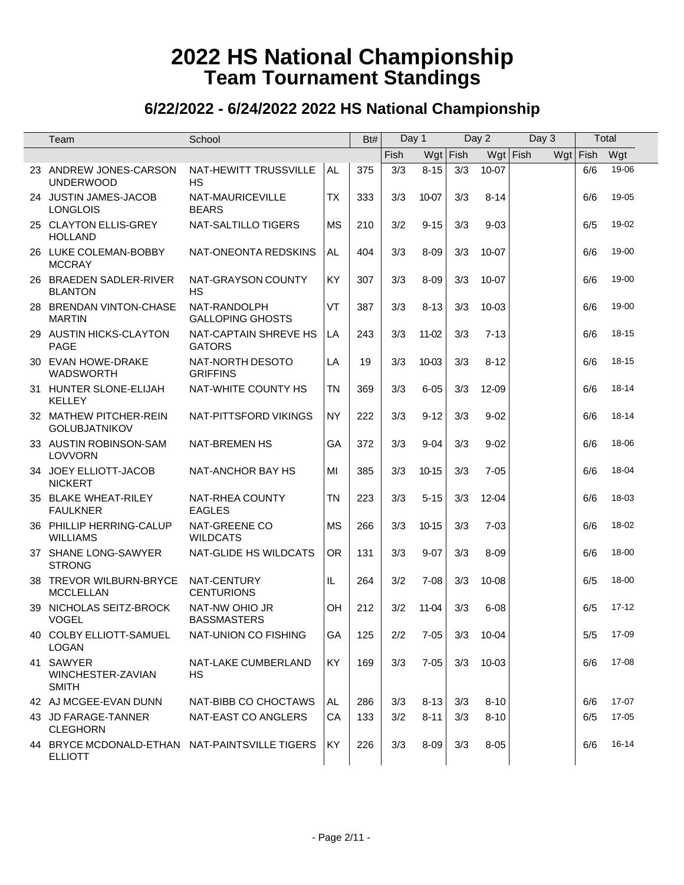# 2022 HS National Championship
## Team Tournament Standings

### 6/22/2022 - 6/24/2022 2022 HS National Championship

| | Team | School | | Bt# | Day 1 | | Day 2 | | Day 3 | | Total | |
|---|---|---|---|---|---|---|---|---|---|---|---|---|
| | | | | | Fish | Wgt | Fish | Wgt | Fish | Wgt | Fish | Wgt |
| 23 | ANDREW JONES-CARSON UNDERWOOD | NAT-HEWITT TRUSSVILLE HS | AL | 375 | 3/3 | 8-15 | 3/3 | 10-07 | | | 6/6 | 19-06 |
| 24 | JUSTIN JAMES-JACOB LONGLOIS | NAT-MAURICEVILLE BEARS | TX | 333 | 3/3 | 10-07 | 3/3 | 8-14 | | | 6/6 | 19-05 |
| 25 | CLAYTON ELLIS-GREY HOLLAND | NAT-SALTILLO TIGERS | MS | 210 | 3/2 | 9-15 | 3/3 | 9-03 | | | 6/5 | 19-02 |
| 26 | LUKE COLEMAN-BOBBY MCCRAY | NAT-ONEONTA REDSKINS | AL | 404 | 3/3 | 8-09 | 3/3 | 10-07 | | | 6/6 | 19-00 |
| 26 | BRAEDEN SADLER-RIVER BLANTON | NAT-GRAYSON COUNTY HS | KY | 307 | 3/3 | 8-09 | 3/3 | 10-07 | | | 6/6 | 19-00 |
| 28 | BRENDAN VINTON-CHASE MARTIN | NAT-RANDOLPH GALLOPING GHOSTS | VT | 387 | 3/3 | 8-13 | 3/3 | 10-03 | | | 6/6 | 19-00 |
| 29 | AUSTIN HICKS-CLAYTON PAGE | NAT-CAPTAIN SHREVE HS GATORS | LA | 243 | 3/3 | 11-02 | 3/3 | 7-13 | | | 6/6 | 18-15 |
| 30 | EVAN HOWE-DRAKE WADSWORTH | NAT-NORTH DESOTO GRIFFINS | LA | 19 | 3/3 | 10-03 | 3/3 | 8-12 | | | 6/6 | 18-15 |
| 31 | HUNTER SLONE-ELIJAH KELLEY | NAT-WHITE COUNTY HS | TN | 369 | 3/3 | 6-05 | 3/3 | 12-09 | | | 6/6 | 18-14 |
| 32 | MATHEW PITCHER-REIN GOLUBJATNIKOV | NAT-PITTSFORD VIKINGS | NY | 222 | 3/3 | 9-12 | 3/3 | 9-02 | | | 6/6 | 18-14 |
| 33 | AUSTIN ROBINSON-SAM LOVVORN | NAT-BREMEN HS | GA | 372 | 3/3 | 9-04 | 3/3 | 9-02 | | | 6/6 | 18-06 |
| 34 | JOEY ELLIOTT-JACOB NICKERT | NAT-ANCHOR BAY HS | MI | 385 | 3/3 | 10-15 | 3/3 | 7-05 | | | 6/6 | 18-04 |
| 35 | BLAKE WHEAT-RILEY FAULKNER | NAT-RHEA COUNTY EAGLES | TN | 223 | 3/3 | 5-15 | 3/3 | 12-04 | | | 6/6 | 18-03 |
| 36 | PHILLIP HERRING-CALUP WILLIAMS | NAT-GREENE CO WILDCATS | MS | 266 | 3/3 | 10-15 | 3/3 | 7-03 | | | 6/6 | 18-02 |
| 37 | SHANE LONG-SAWYER STRONG | NAT-GLIDE HS WILDCATS | OR | 131 | 3/3 | 9-07 | 3/3 | 8-09 | | | 6/6 | 18-00 |
| 38 | TREVOR WILBURN-BRYCE MCCLELLAN | NAT-CENTURY CENTURIONS | IL | 264 | 3/2 | 7-08 | 3/3 | 10-08 | | | 6/5 | 18-00 |
| 39 | NICHOLAS SEITZ-BROCK VOGEL | NAT-NW OHIO JR BASSMASTERS | OH | 212 | 3/2 | 11-04 | 3/3 | 6-08 | | | 6/5 | 17-12 |
| 40 | COLBY ELLIOTT-SAMUEL LOGAN | NAT-UNION CO FISHING | GA | 125 | 2/2 | 7-05 | 3/3 | 10-04 | | | 5/5 | 17-09 |
| 41 | SAWYER WINCHESTER-ZAVIAN SMITH | NAT-LAKE CUMBERLAND HS | KY | 169 | 3/3 | 7-05 | 3/3 | 10-03 | | | 6/6 | 17-08 |
| 42 | AJ MCGEE-EVAN DUNN | NAT-BIBB CO CHOCTAWS | AL | 286 | 3/3 | 8-13 | 3/3 | 8-10 | | | 6/6 | 17-07 |
| 43 | JD FARAGE-TANNER CLEGHORN | NAT-EAST CO ANGLERS | CA | 133 | 3/2 | 8-11 | 3/3 | 8-10 | | | 6/5 | 17-05 |
| 44 | BRYCE MCDONALD-ETHAN ELLIOTT | NAT-PAINTSVILLE TIGERS | KY | 226 | 3/3 | 8-09 | 3/3 | 8-05 | | | 6/6 | 16-14 |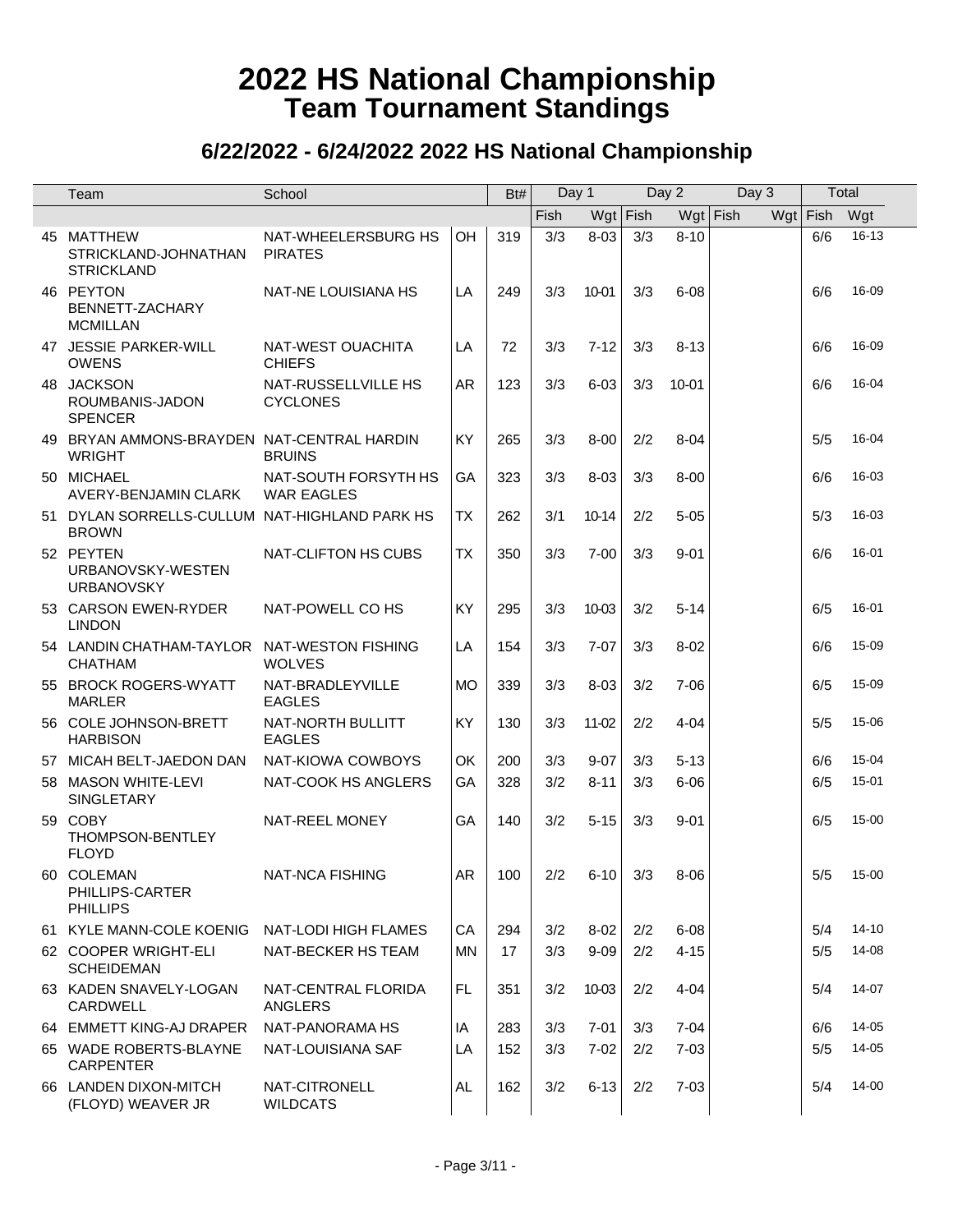# 2022 HS National Championship
## Team Tournament Standings

### 6/22/2022 - 6/24/2022 2022 HS National Championship

| | Team | School | | Bt# | Day 1 | | Day 2 | | Day 3 | | Total | |
|---|---|---|---|---|---|---|---|---|---|---|---|---|
| | | | | | Fish | Wgt | Fish | Wgt | Fish | Wgt | Fish | Wgt |
| 45 | MATTHEW STRICKLAND-JOHNATHAN STRICKLAND | NAT-WHEELERSBURG HS PIRATES | OH | 319 | 3/3 | 8-03 | 3/3 | 8-10 | | | 6/6 | 16-13 |
| 46 | PEYTON BENNETT-ZACHARY MCMILLAN | NAT-NE LOUISIANA HS | LA | 249 | 3/3 | 10-01 | 3/3 | 6-08 | | | 6/6 | 16-09 |
| 47 | JESSIE PARKER-WILL OWENS | NAT-WEST OUACHITA CHIEFS | LA | 72 | 3/3 | 7-12 | 3/3 | 8-13 | | | 6/6 | 16-09 |
| 48 | JACKSON ROUMBANIS-JADON SPENCER | NAT-RUSSELLVILLE HS CYCLONES | AR | 123 | 3/3 | 6-03 | 3/3 | 10-01 | | | 6/6 | 16-04 |
| 49 | BRYAN AMMONS-BRAYDEN WRIGHT | NAT-CENTRAL HARDIN BRUINS | KY | 265 | 3/3 | 8-00 | 2/2 | 8-04 | | | 5/5 | 16-04 |
| 50 | MICHAEL AVERY-BENJAMIN CLARK | NAT-SOUTH FORSYTH HS WAR EAGLES | GA | 323 | 3/3 | 8-03 | 3/3 | 8-00 | | | 6/6 | 16-03 |
| 51 | DYLAN SORRELLS-CULLUM BROWN | NAT-HIGHLAND PARK HS | TX | 262 | 3/1 | 10-14 | 2/2 | 5-05 | | | 5/3 | 16-03 |
| 52 | PEYTEN URBANOVSKY-WESTEN URBANOVSKY | NAT-CLIFTON HS CUBS | TX | 350 | 3/3 | 7-00 | 3/3 | 9-01 | | | 6/6 | 16-01 |
| 53 | CARSON EWEN-RYDER LINDON | NAT-POWELL CO HS | KY | 295 | 3/3 | 10-03 | 3/2 | 5-14 | | | 6/5 | 16-01 |
| 54 | LANDIN CHATHAM-TAYLOR CHATHAM | NAT-WESTON FISHING WOLVES | LA | 154 | 3/3 | 7-07 | 3/3 | 8-02 | | | 6/6 | 15-09 |
| 55 | BROCK ROGERS-WYATT MARLER | NAT-BRADLEYVILLE EAGLES | MO | 339 | 3/3 | 8-03 | 3/2 | 7-06 | | | 6/5 | 15-09 |
| 56 | COLE JOHNSON-BRETT HARBISON | NAT-NORTH BULLITT EAGLES | KY | 130 | 3/3 | 11-02 | 2/2 | 4-04 | | | 5/5 | 15-06 |
| 57 | MICAH BELT-JAEDON DAN | NAT-KIOWA COWBOYS | OK | 200 | 3/3 | 9-07 | 3/3 | 5-13 | | | 6/6 | 15-04 |
| 58 | MASON WHITE-LEVI SINGLETARY | NAT-COOK HS ANGLERS | GA | 328 | 3/2 | 8-11 | 3/3 | 6-06 | | | 6/5 | 15-01 |
| 59 | COBY THOMPSON-BENTLEY FLOYD | NAT-REEL MONEY | GA | 140 | 3/2 | 5-15 | 3/3 | 9-01 | | | 6/5 | 15-00 |
| 60 | COLEMAN PHILLIPS-CARTER PHILLIPS | NAT-NCA FISHING | AR | 100 | 2/2 | 6-10 | 3/3 | 8-06 | | | 5/5 | 15-00 |
| 61 | KYLE MANN-COLE KOENIG | NAT-LODI HIGH FLAMES | CA | 294 | 3/2 | 8-02 | 2/2 | 6-08 | | | 5/4 | 14-10 |
| 62 | COOPER WRIGHT-ELI SCHEIDEMAN | NAT-BECKER HS TEAM | MN | 17 | 3/3 | 9-09 | 2/2 | 4-15 | | | 5/5 | 14-08 |
| 63 | KADEN SNAVELY-LOGAN CARDWELL | NAT-CENTRAL FLORIDA ANGLERS | FL | 351 | 3/2 | 10-03 | 2/2 | 4-04 | | | 5/4 | 14-07 |
| 64 | EMMETT KING-AJ DRAPER | NAT-PANORAMA HS | IA | 283 | 3/3 | 7-01 | 3/3 | 7-04 | | | 6/6 | 14-05 |
| 65 | WADE ROBERTS-BLAYNE CARPENTER | NAT-LOUISIANA SAF | LA | 152 | 3/3 | 7-02 | 2/2 | 7-03 | | | 5/5 | 14-05 |
| 66 | LANDEN DIXON-MITCH (FLOYD) WEAVER JR | NAT-CITRONELL WILDCATS | AL | 162 | 3/2 | 6-13 | 2/2 | 7-03 | | | 5/4 | 14-00 |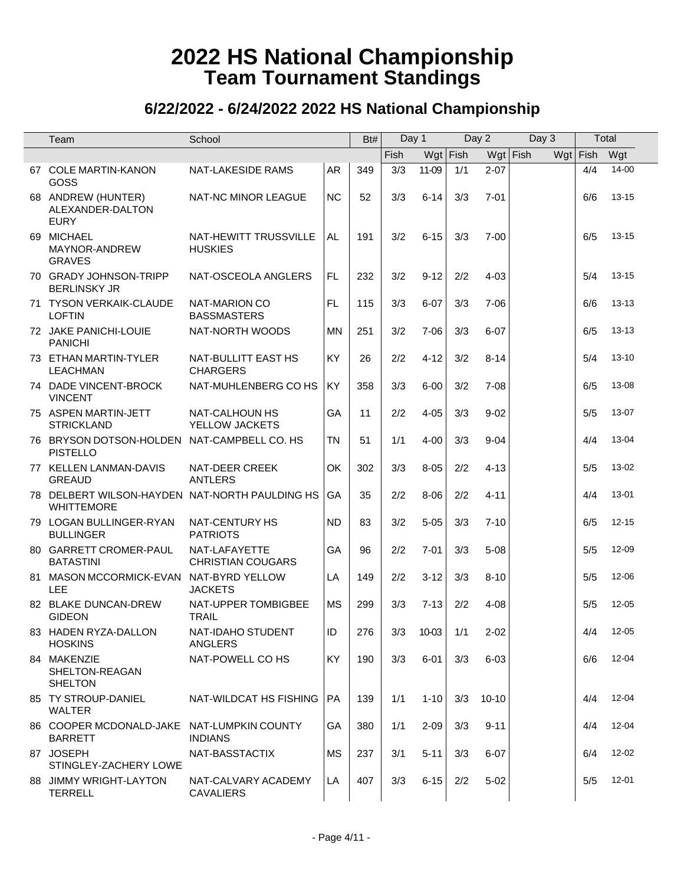# 2022 HS National Championship
# Team Tournament Standings

## 6/22/2022 - 6/24/2022 2022 HS National Championship

| | Team | School | | Bt# | Day 1 | | Day 2 | | Day 3 | | Total | |
|---|---|---|---|---|---|---|---|---|---|---|---|---|
| | | | | | Fish | Wgt | Fish | Wgt | Fish | Wgt | Fish | Wgt |
| 67 | COLE MARTIN-KANON GOSS | NAT-LAKESIDE RAMS | AR | 349 | 3/3 | 11-09 | 1/1 | 2-07 | | | 4/4 | 14-00 |
| 68 | ANDREW (HUNTER) ALEXANDER-DALTON EURY | NAT-NC MINOR LEAGUE | NC | 52 | 3/3 | 6-14 | 3/3 | 7-01 | | | 6/6 | 13-15 |
| 69 | MICHAEL MAYNOR-ANDREW GRAVES | NAT-HEWITT TRUSSVILLE HUSKIES | AL | 191 | 3/2 | 6-15 | 3/3 | 7-00 | | | 6/5 | 13-15 |
| 70 | GRADY JOHNSON-TRIPP BERLINSKY JR | NAT-OSCEOLA ANGLERS | FL | 232 | 3/2 | 9-12 | 2/2 | 4-03 | | | 5/4 | 13-15 |
| 71 | TYSON VERKAIK-CLAUDE LOFTIN | NAT-MARION CO BASSMASTERS | FL | 115 | 3/3 | 6-07 | 3/3 | 7-06 | | | 6/6 | 13-13 |
| 72 | JAKE PANICHI-LOUIE PANICHI | NAT-NORTH WOODS | MN | 251 | 3/2 | 7-06 | 3/3 | 6-07 | | | 6/5 | 13-13 |
| 73 | ETHAN MARTIN-TYLER LEACHMAN | NAT-BULLITT EAST HS CHARGERS | KY | 26 | 2/2 | 4-12 | 3/2 | 8-14 | | | 5/4 | 13-10 |
| 74 | DADE VINCENT-BROCK VINCENT | NAT-MUHLENBERG CO HS | KY | 358 | 3/3 | 6-00 | 3/2 | 7-08 | | | 6/5 | 13-08 |
| 75 | ASPEN MARTIN-JETT STRICKLAND | NAT-CALHOUN HS YELLOW JACKETS | GA | 11 | 2/2 | 4-05 | 3/3 | 9-02 | | | 5/5 | 13-07 |
| 76 | BRYSON DOTSON-HOLDEN PISTELLO | NAT-CAMPBELL CO. HS | TN | 51 | 1/1 | 4-00 | 3/3 | 9-04 | | | 4/4 | 13-04 |
| 77 | KELLEN LANMAN-DAVIS GREAUD | NAT-DEER CREEK ANTLERS | OK | 302 | 3/3 | 8-05 | 2/2 | 4-13 | | | 5/5 | 13-02 |
| 78 | DELBERT WILSON-HAYDEN WHITTEMORE | NAT-NORTH PAULDING HS | GA | 35 | 2/2 | 8-06 | 2/2 | 4-11 | | | 4/4 | 13-01 |
| 79 | LOGAN BULLINGER-RYAN BULLINGER | NAT-CENTURY HS PATRIOTS | ND | 83 | 3/2 | 5-05 | 3/3 | 7-10 | | | 6/5 | 12-15 |
| 80 | GARRETT CROMER-PAUL BATASTINI | NAT-LAFAYETTE CHRISTIAN COUGARS | GA | 96 | 2/2 | 7-01 | 3/3 | 5-08 | | | 5/5 | 12-09 |
| 81 | MASON MCCORMICK-EVAN LEE | NAT-BYRD YELLOW JACKETS | LA | 149 | 2/2 | 3-12 | 3/3 | 8-10 | | | 5/5 | 12-06 |
| 82 | BLAKE DUNCAN-DREW GIDEON | NAT-UPPER TOMBIGBEE TRAIL | MS | 299 | 3/3 | 7-13 | 2/2 | 4-08 | | | 5/5 | 12-05 |
| 83 | HADEN RYZA-DALLON HOSKINS | NAT-IDAHO STUDENT ANGLERS | ID | 276 | 3/3 | 10-03 | 1/1 | 2-02 | | | 4/4 | 12-05 |
| 84 | MAKENZIE SHELTON-REAGAN SHELTON | NAT-POWELL CO HS | KY | 190 | 3/3 | 6-01 | 3/3 | 6-03 | | | 6/6 | 12-04 |
| 85 | TY STROUP-DANIEL WALTER | NAT-WILDCAT HS FISHING | PA | 139 | 1/1 | 1-10 | 3/3 | 10-10 | | | 4/4 | 12-04 |
| 86 | COOPER MCDONALD-JAKE BARRETT | NAT-LUMPKIN COUNTY INDIANS | GA | 380 | 1/1 | 2-09 | 3/3 | 9-11 | | | 4/4 | 12-04 |
| 87 | JOSEPH STINGLEY-ZACHERY LOWE | NAT-BASSTACTIX | MS | 237 | 3/1 | 5-11 | 3/3 | 6-07 | | | 6/4 | 12-02 |
| 88 | JIMMY WRIGHT-LAYTON TERRELL | NAT-CALVARY ACADEMY CAVALIERS | LA | 407 | 3/3 | 6-15 | 2/2 | 5-02 | | | 5/5 | 12-01 |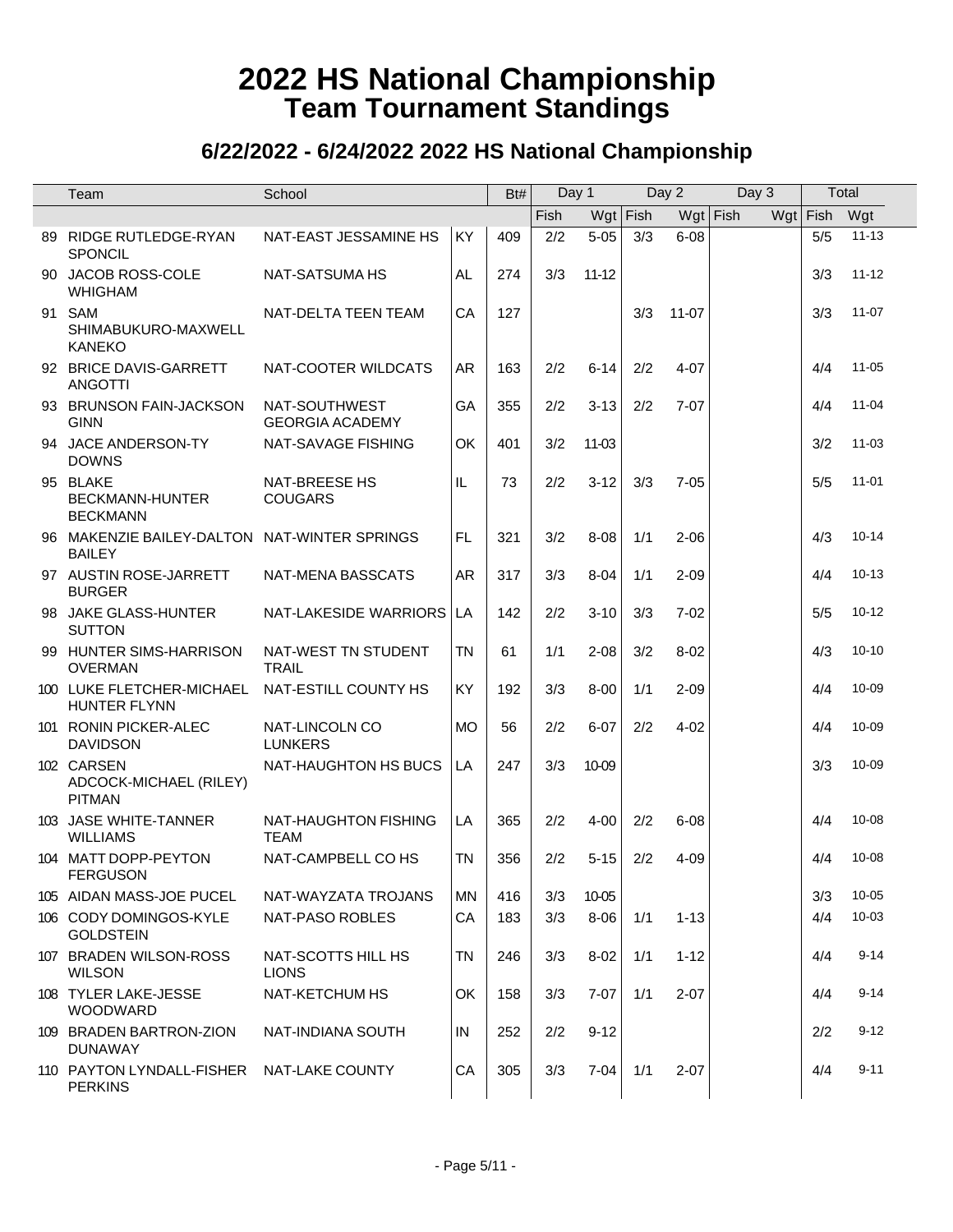# 2022 HS National Championship
## Team Tournament Standings

### 6/22/2022 - 6/24/2022 2022 HS National Championship

| | Team | School | | Bt# | Day 1 | | Day 2 | | Day 3 | | Total | |
|---|---|---|---|---|---|---|---|---|---|---|---|---|
| | | | | | Fish | Wgt | Fish | Wgt | Fish | Wgt | Fish | Wgt |
| 89 | RIDGE RUTLEDGE-RYAN SPONCIL | NAT-EAST JESSAMINE HS | KY | 409 | 2/2 | 5-05 | 3/3 | 6-08 | | | 5/5 | 11-13 |
| 90 | JACOB ROSS-COLE WHIGHAM | NAT-SATSUMA HS | AL | 274 | 3/3 | 11-12 | | | | | 3/3 | 11-12 |
| 91 | SAM SHIMABUKURO-MAXWELL KANEKO | NAT-DELTA TEEN TEAM | CA | 127 | | | 3/3 | 11-07 | | | 3/3 | 11-07 |
| 92 | BRICE DAVIS-GARRETT ANGOTTI | NAT-COOTER WILDCATS | AR | 163 | 2/2 | 6-14 | 2/2 | 4-07 | | | 4/4 | 11-05 |
| 93 | BRUNSON FAIN-JACKSON GINN | NAT-SOUTHWEST GEORGIA ACADEMY | GA | 355 | 2/2 | 3-13 | 2/2 | 7-07 | | | 4/4 | 11-04 |
| 94 | JACE ANDERSON-TY DOWNS | NAT-SAVAGE FISHING | OK | 401 | 3/2 | 11-03 | | | | | 3/2 | 11-03 |
| 95 | BLAKE BECKMANN-HUNTER BECKMANN | NAT-BREESE HS COUGARS | IL | 73 | 2/2 | 3-12 | 3/3 | 7-05 | | | 5/5 | 11-01 |
| 96 | MAKENZIE BAILEY-DALTON BAILEY | NAT-WINTER SPRINGS | FL | 321 | 3/2 | 8-08 | 1/1 | 2-06 | | | 4/3 | 10-14 |
| 97 | AUSTIN ROSE-JARRETT BURGER | NAT-MENA BASSCATS | AR | 317 | 3/3 | 8-04 | 1/1 | 2-09 | | | 4/4 | 10-13 |
| 98 | JAKE GLASS-HUNTER SUTTON | NAT-LAKESIDE WARRIORS | LA | 142 | 2/2 | 3-10 | 3/3 | 7-02 | | | 5/5 | 10-12 |
| 99 | HUNTER SIMS-HARRISON OVERMAN | NAT-WEST TN STUDENT TRAIL | TN | 61 | 1/1 | 2-08 | 3/2 | 8-02 | | | 4/3 | 10-10 |
| 100 | LUKE FLETCHER-MICHAEL HUNTER FLYNN | NAT-ESTILL COUNTY HS | KY | 192 | 3/3 | 8-00 | 1/1 | 2-09 | | | 4/4 | 10-09 |
| 101 | RONIN PICKER-ALEC DAVIDSON | NAT-LINCOLN CO LUNKERS | MO | 56 | 2/2 | 6-07 | 2/2 | 4-02 | | | 4/4 | 10-09 |
| 102 | CARSEN ADCOCK-MICHAEL (RILEY) PITMAN | NAT-HAUGHTON HS BUCS | LA | 247 | 3/3 | 10-09 | | | | | 3/3 | 10-09 |
| 103 | JASE WHITE-TANNER WILLIAMS | NAT-HAUGHTON FISHING TEAM | LA | 365 | 2/2 | 4-00 | 2/2 | 6-08 | | | 4/4 | 10-08 |
| 104 | MATT DOPP-PEYTON FERGUSON | NAT-CAMPBELL CO HS | TN | 356 | 2/2 | 5-15 | 2/2 | 4-09 | | | 4/4 | 10-08 |
| 105 | AIDAN MASS-JOE PUCEL | NAT-WAYZATA TROJANS | MN | 416 | 3/3 | 10-05 | | | | | 3/3 | 10-05 |
| 106 | CODY DOMINGOS-KYLE GOLDSTEIN | NAT-PASO ROBLES | CA | 183 | 3/3 | 8-06 | 1/1 | 1-13 | | | 4/4 | 10-03 |
| 107 | BRADEN WILSON-ROSS WILSON | NAT-SCOTTS HILL HS LIONS | TN | 246 | 3/3 | 8-02 | 1/1 | 1-12 | | | 4/4 | 9-14 |
| 108 | TYLER LAKE-JESSE WOODWARD | NAT-KETCHUM HS | OK | 158 | 3/3 | 7-07 | 1/1 | 2-07 | | | 4/4 | 9-14 |
| 109 | BRADEN BARTRON-ZION DUNAWAY | NAT-INDIANA SOUTH | IN | 252 | 2/2 | 9-12 | | | | | 2/2 | 9-12 |
| 110 | PAYTON LYNDALL-FISHER PERKINS | NAT-LAKE COUNTY | CA | 305 | 3/3 | 7-04 | 1/1 | 2-07 | | | 4/4 | 9-11 |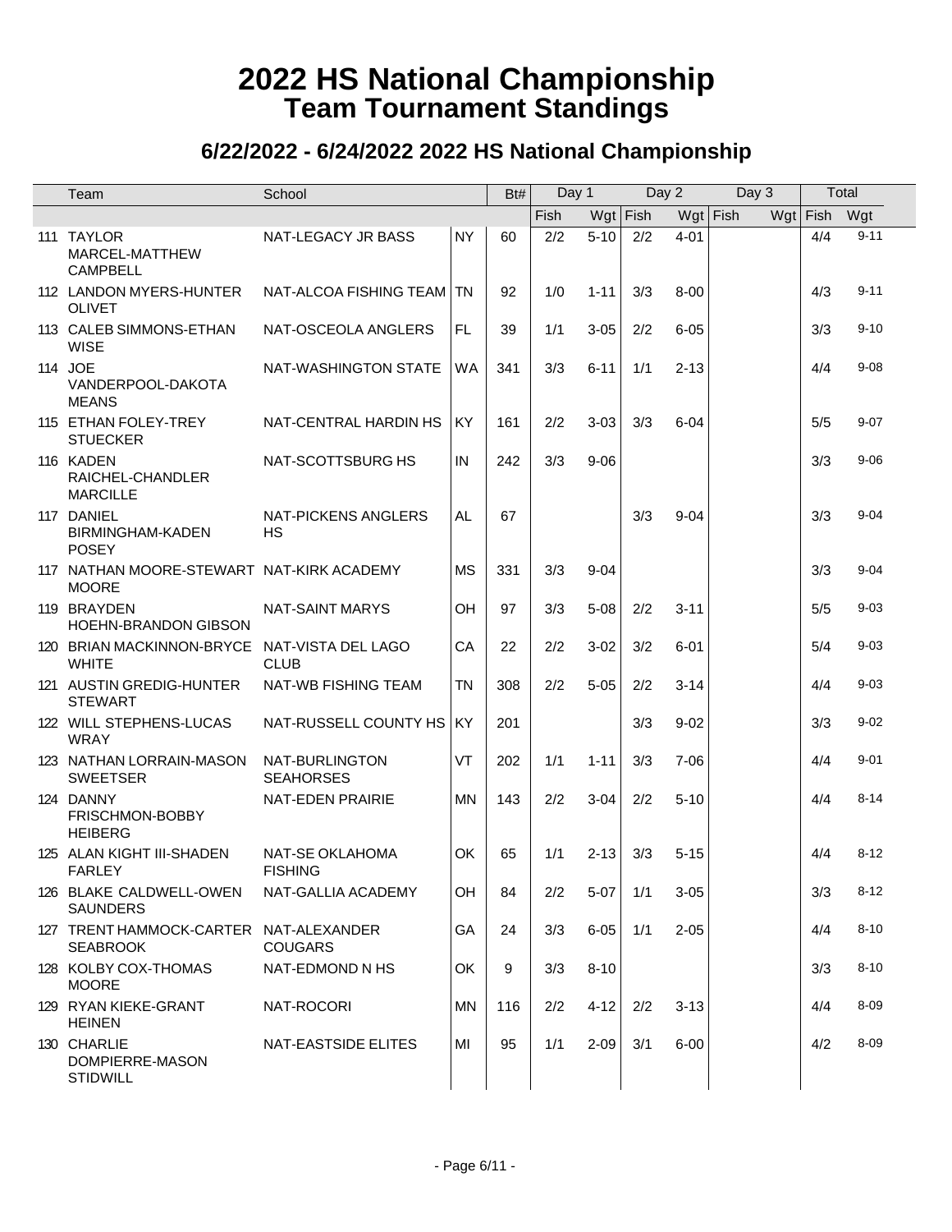# 2022 HS National Championship
## Team Tournament Standings

### 6/22/2022 - 6/24/2022 2022 HS National Championship

| | Team | School | | Bt# | Day 1 | | Day 2 | | Day 3 | | Total | |
|---|---|---|---|---|---|---|---|---|---|---|---|---|
| | | | | | Fish | Wgt | Fish | Wgt | Fish | Wgt | Fish | Wgt |
| 111 | TAYLOR MARCEL-MATTHEW CAMPBELL | NAT-LEGACY JR BASS | NY | 60 | 2/2 | 5-10 | 2/2 | 4-01 | | | 4/4 | 9-11 |
| 112 | LANDON MYERS-HUNTER OLIVET | NAT-ALCOA FISHING TEAM | TN | 92 | 1/0 | 1-11 | 3/3 | 8-00 | | | 4/3 | 9-11 |
| 113 | CALEB SIMMONS-ETHAN WISE | NAT-OSCEOLA ANGLERS | FL | 39 | 1/1 | 3-05 | 2/2 | 6-05 | | | 3/3 | 9-10 |
| 114 | JOE VANDERPOOL-DAKOTA MEANS | NAT-WASHINGTON STATE | WA | 341 | 3/3 | 6-11 | 1/1 | 2-13 | | | 4/4 | 9-08 |
| 115 | ETHAN FOLEY-TREY STUECKER | NAT-CENTRAL HARDIN HS | KY | 161 | 2/2 | 3-03 | 3/3 | 6-04 | | | 5/5 | 9-07 |
| 116 | KADEN RAICHEL-CHANDLER MARCILLE | NAT-SCOTTSBURG HS | IN | 242 | 3/3 | 9-06 | | | | | 3/3 | 9-06 |
| 117 | DANIEL BIRMINGHAM-KADEN POSEY | NAT-PICKENS ANGLERS HS | AL | 67 | | | 3/3 | 9-04 | | | 3/3 | 9-04 |
| 117 | NATHAN MOORE-STEWART MOORE | NAT-KIRK ACADEMY | MS | 331 | 3/3 | 9-04 | | | | | 3/3 | 9-04 |
| 119 | BRAYDEN HOEHN-BRANDON GIBSON | NAT-SAINT MARYS | OH | 97 | 3/3 | 5-08 | 2/2 | 3-11 | | | 5/5 | 9-03 |
| 120 | BRIAN MACKINNON-BRYCE WHITE | NAT-VISTA DEL LAGO CLUB | CA | 22 | 2/2 | 3-02 | 3/2 | 6-01 | | | 5/4 | 9-03 |
| 121 | AUSTIN GREDIG-HUNTER STEWART | NAT-WB FISHING TEAM | TN | 308 | 2/2 | 5-05 | 2/2 | 3-14 | | | 4/4 | 9-03 |
| 122 | WILL STEPHENS-LUCAS WRAY | NAT-RUSSELL COUNTY HS | KY | 201 | | | 3/3 | 9-02 | | | 3/3 | 9-02 |
| 123 | NATHAN LORRAIN-MASON SWEETSER | NAT-BURLINGTON SEAHORSES | VT | 202 | 1/1 | 1-11 | 3/3 | 7-06 | | | 4/4 | 9-01 |
| 124 | DANNY FRISCHMON-BOBBY HEIBERG | NAT-EDEN PRAIRIE | MN | 143 | 2/2 | 3-04 | 2/2 | 5-10 | | | 4/4 | 8-14 |
| 125 | ALAN KIGHT III-SHADEN FARLEY | NAT-SE OKLAHOMA FISHING | OK | 65 | 1/1 | 2-13 | 3/3 | 5-15 | | | 4/4 | 8-12 |
| 126 | BLAKE CALDWELL-OWEN SAUNDERS | NAT-GALLIA ACADEMY | OH | 84 | 2/2 | 5-07 | 1/1 | 3-05 | | | 3/3 | 8-12 |
| 127 | TRENT HAMMOCK-CARTER SEABROOK | NAT-ALEXANDER COUGARS | GA | 24 | 3/3 | 6-05 | 1/1 | 2-05 | | | 4/4 | 8-10 |
| 128 | KOLBY COX-THOMAS MOORE | NAT-EDMOND N HS | OK | 9 | 3/3 | 8-10 | | | | | 3/3 | 8-10 |
| 129 | RYAN KIEKE-GRANT HEINEN | NAT-ROCORI | MN | 116 | 2/2 | 4-12 | 2/2 | 3-13 | | | 4/4 | 8-09 |
| 130 | CHARLIE DOMPIERRE-MASON STIDWILL | NAT-EASTSIDE ELITES | MI | 95 | 1/1 | 2-09 | 3/1 | 6-00 | | | 4/2 | 8-09 |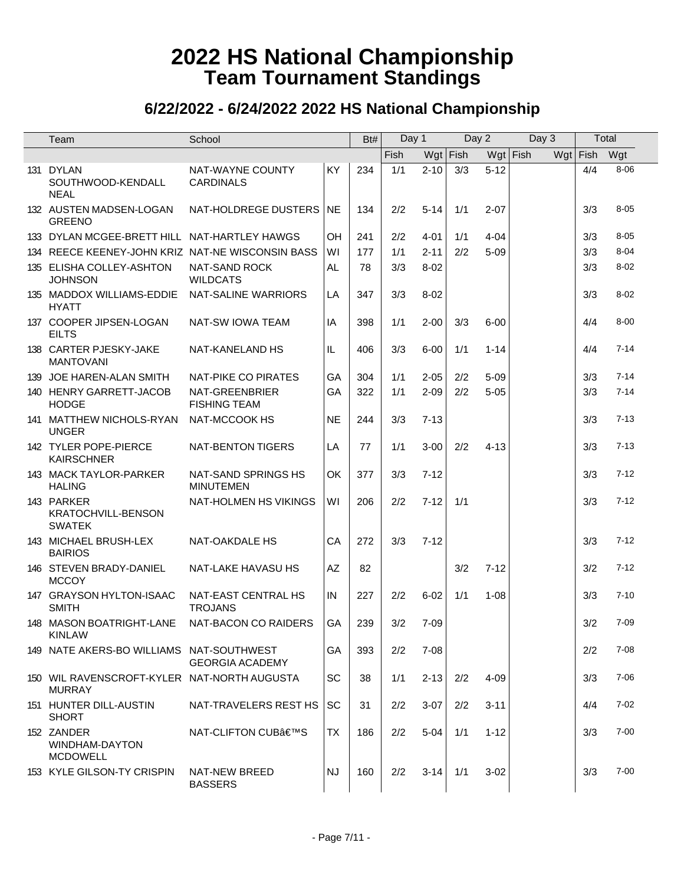# 2022 HS National Championship
# Team Tournament Standings

## 6/22/2022 - 6/24/2022 2022 HS National Championship

| | Team | School | | Bt# | Day 1 | | Day 2 | | Day 3 | | Total | |
|---|---|---|---|---|---|---|---|---|---|---|---|---|
| | | | | | Fish | Wgt | Fish | Wgt | Fish | Wgt | Fish | Wgt |
| 131 | DYLAN SOUTHWOOD-KENDALL NEAL | NAT-WAYNE COUNTY CARDINALS | KY | 234 | 1/1 | 2-10 | 3/3 | 5-12 | | | 4/4 | 8-06 |
| 132 | AUSTEN MADSEN-LOGAN GREENO | NAT-HOLDREGE DUSTERS | NE | 134 | 2/2 | 5-14 | 1/1 | 2-07 | | | 3/3 | 8-05 |
| 133 | DYLAN MCGEE-BRETT HILL | NAT-HARTLEY HAWGS | OH | 241 | 2/2 | 4-01 | 1/1 | 4-04 | | | 3/3 | 8-05 |
| 134 | REECE KEENEY-JOHN KRIZ | NAT-NE WISCONSIN BASS | WI | 177 | 1/1 | 2-11 | 2/2 | 5-09 | | | 3/3 | 8-04 |
| 135 | ELISHA COLLEY-ASHTON JOHNSON | NAT-SAND ROCK WILDCATS | AL | 78 | 3/3 | 8-02 | | | | | 3/3 | 8-02 |
| 135 | MADDOX WILLIAMS-EDDIE HYATT | NAT-SALINE WARRIORS | LA | 347 | 3/3 | 8-02 | | | | | 3/3 | 8-02 |
| 137 | COOPER JIPSEN-LOGAN EILTS | NAT-SW IOWA TEAM | IA | 398 | 1/1 | 2-00 | 3/3 | 6-00 | | | 4/4 | 8-00 |
| 138 | CARTER PJESKY-JAKE MANTOVANI | NAT-KANELAND HS | IL | 406 | 3/3 | 6-00 | 1/1 | 1-14 | | | 4/4 | 7-14 |
| 139 | JOE HAREN-ALAN SMITH | NAT-PIKE CO PIRATES | GA | 304 | 1/1 | 2-05 | 2/2 | 5-09 | | | 3/3 | 7-14 |
| 140 | HENRY GARRETT-JACOB HODGE | NAT-GREENBRIER FISHING TEAM | GA | 322 | 1/1 | 2-09 | 2/2 | 5-05 | | | 3/3 | 7-14 |
| 141 | MATTHEW NICHOLS-RYAN UNGER | NAT-MCCOOK HS | NE | 244 | 3/3 | 7-13 | | | | | 3/3 | 7-13 |
| 142 | TYLER POPE-PIERCE KAIRSCHNER | NAT-BENTON TIGERS | LA | 77 | 1/1 | 3-00 | 2/2 | 4-13 | | | 3/3 | 7-13 |
| 143 | MACK TAYLOR-PARKER HALING | NAT-SAND SPRINGS HS MINUTEMEN | OK | 377 | 3/3 | 7-12 | | | | | 3/3 | 7-12 |
| 143 | PARKER KRATOCHVILL-BENSON SWATEK | NAT-HOLMEN HS VIKINGS | WI | 206 | 2/2 | 7-12 | 1/1 | | | | 3/3 | 7-12 |
| 143 | MICHAEL BRUSH-LEX BAIRIOS | NAT-OAKDALE HS | CA | 272 | 3/3 | 7-12 | | | | | 3/3 | 7-12 |
| 146 | STEVEN BRADY-DANIEL MCCOY | NAT-LAKE HAVASU HS | AZ | 82 | | | 3/2 | 7-12 | | | 3/2 | 7-12 |
| 147 | GRAYSON HYLTON-ISAAC SMITH | NAT-EAST CENTRAL HS TROJANS | IN | 227 | 2/2 | 6-02 | 1/1 | 1-08 | | | 3/3 | 7-10 |
| 148 | MASON BOATRIGHT-LANE KINLAW | NAT-BACON CO RAIDERS | GA | 239 | 3/2 | 7-09 | | | | | 3/2 | 7-09 |
| 149 | NATE AKERS-BO WILLIAMS | NAT-SOUTHWEST GEORGIA ACADEMY | GA | 393 | 2/2 | 7-08 | | | | | 2/2 | 7-08 |
| 150 | WIL RAVENSCROFT-KYLER MURRAY | NAT-NORTH AUGUSTA | SC | 38 | 1/1 | 2-13 | 2/2 | 4-09 | | | 3/3 | 7-06 |
| 151 | HUNTER DILL-AUSTIN SHORT | NAT-TRAVELERS REST HS | SC | 31 | 2/2 | 3-07 | 2/2 | 3-11 | | | 4/4 | 7-02 |
| 152 | ZANDER WINDHAM-DAYTON MCDOWELL | NAT-CLIFTON CUBâ€™S | TX | 186 | 2/2 | 5-04 | 1/1 | 1-12 | | | 3/3 | 7-00 |
| 153 | KYLE GILSON-TY CRISPIN | NAT-NEW BREED BASSERS | NJ | 160 | 2/2 | 3-14 | 1/1 | 3-02 | | | 3/3 | 7-00 |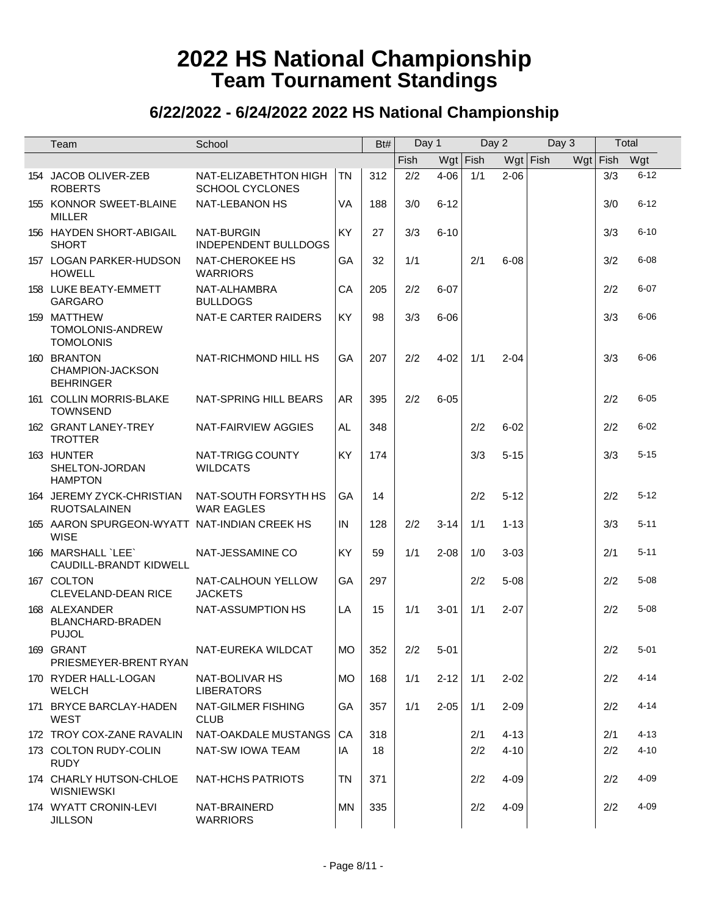# 2022 HS National Championship
## Team Tournament Standings

### 6/22/2022 - 6/24/2022 2022 HS National Championship

| | Team | School | | Bt# | Day 1 | | Day 2 | | Day 3 | | Total | |
|---|---|---|---|---|---|---|---|---|---|---|---|---|
| | | | | | Fish | Wgt | Fish | Wgt | Fish | Wgt | Fish | Wgt |
| 154 | JACOB OLIVER-ZEB ROBERTS | NAT-ELIZABETHTON HIGH SCHOOL CYCLONES | TN | 312 | 2/2 | 4-06 | 1/1 | 2-06 | | | 3/3 | 6-12 |
| 155 | KONNOR SWEET-BLAINE MILLER | NAT-LEBANON HS | VA | 188 | 3/0 | 6-12 | | | | | 3/0 | 6-12 |
| 156 | HAYDEN SHORT-ABIGAIL SHORT | NAT-BURGIN INDEPENDENT BULLDOGS | KY | 27 | 3/3 | 6-10 | | | | | 3/3 | 6-10 |
| 157 | LOGAN PARKER-HUDSON HOWELL | NAT-CHEROKEE HS WARRIORS | GA | 32 | 1/1 | | 2/1 | 6-08 | | | 3/2 | 6-08 |
| 158 | LUKE BEATY-EMMETT GARGARO | NAT-ALHAMBRA BULLDOGS | CA | 205 | 2/2 | 6-07 | | | | | 2/2 | 6-07 |
| 159 | MATTHEW TOMOLONIS-ANDREW TOMOLONIS | NAT-E CARTER RAIDERS | KY | 98 | 3/3 | 6-06 | | | | | 3/3 | 6-06 |
| 160 | BRANTON CHAMPION-JACKSON BEHRINGER | NAT-RICHMOND HILL HS | GA | 207 | 2/2 | 4-02 | 1/1 | 2-04 | | | 3/3 | 6-06 |
| 161 | COLLIN MORRIS-BLAKE TOWNSEND | NAT-SPRING HILL BEARS | AR | 395 | 2/2 | 6-05 | | | | | 2/2 | 6-05 |
| 162 | GRANT LANEY-TREY TROTTER | NAT-FAIRVIEW AGGIES | AL | 348 | | | 2/2 | 6-02 | | | 2/2 | 6-02 |
| 163 | HUNTER SHELTON-JORDAN HAMPTON | NAT-TRIGG COUNTY WILDCATS | KY | 174 | | | 3/3 | 5-15 | | | 3/3 | 5-15 |
| 164 | JEREMY ZYCK-CHRISTIAN RUOTSALAINEN | NAT-SOUTH FORSYTH HS WAR EAGLES | GA | 14 | | | 2/2 | 5-12 | | | 2/2 | 5-12 |
| 165 | AARON SPURGEON-WYATT WISE | NAT-INDIAN CREEK HS | IN | 128 | 2/2 | 3-14 | 1/1 | 1-13 | | | 3/3 | 5-11 |
| 166 | MARSHALL `LEE` CAUDILL-BRANDT KIDWELL | NAT-JESSAMINE CO | KY | 59 | 1/1 | 2-08 | 1/0 | 3-03 | | | 2/1 | 5-11 |
| 167 | COLTON CLEVELAND-DEAN RICE | NAT-CALHOUN YELLOW JACKETS | GA | 297 | | | 2/2 | 5-08 | | | 2/2 | 5-08 |
| 168 | ALEXANDER BLANCHARD-BRADEN PUJOL | NAT-ASSUMPTION HS | LA | 15 | 1/1 | 3-01 | 1/1 | 2-07 | | | 2/2 | 5-08 |
| 169 | GRANT PRIESMEYER-BRENT RYAN | NAT-EUREKA WILDCAT | MO | 352 | 2/2 | 5-01 | | | | | 2/2 | 5-01 |
| 170 | RYDER HALL-LOGAN WELCH | NAT-BOLIVAR HS LIBERATORS | MO | 168 | 1/1 | 2-12 | 1/1 | 2-02 | | | 2/2 | 4-14 |
| 171 | BRYCE BARCLAY-HADEN WEST | NAT-GILMER FISHING CLUB | GA | 357 | 1/1 | 2-05 | 1/1 | 2-09 | | | 2/2 | 4-14 |
| 172 | TROY COX-ZANE RAVALIN | NAT-OAKDALE MUSTANGS | CA | 318 | | | 2/1 | 4-13 | | | 2/1 | 4-13 |
| 173 | COLTON RUDY-COLIN RUDY | NAT-SW IOWA TEAM | IA | 18 | | | 2/2 | 4-10 | | | 2/2 | 4-10 |
| 174 | CHARLY HUTSON-CHLOE WISNIEWSKI | NAT-HCHS PATRIOTS | TN | 371 | | | 2/2 | 4-09 | | | 2/2 | 4-09 |
| 174 | WYATT CRONIN-LEVI JILLSON | NAT-BRAINERD WARRIORS | MN | 335 | | | 2/2 | 4-09 | | | 2/2 | 4-09 |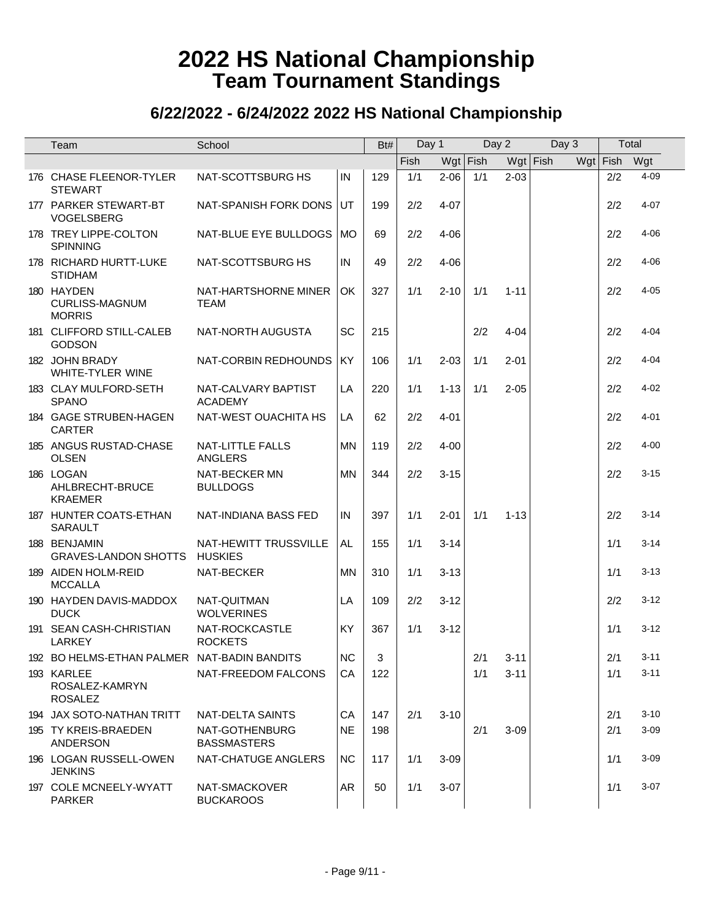# 2022 HS National Championship
## Team Tournament Standings

### 6/22/2022 - 6/24/2022 2022 HS National Championship

| | Team | School | | Bt# | Day 1 | | Day 2 | | Day 3 | | Total | |
|---|---|---|---|---|---|---|---|---|---|---|---|---|
| | | | | | Fish | Wgt | Fish | Wgt | Fish | Wgt | Fish | Wgt |
| 176 | CHASE FLEENOR-TYLER STEWART | NAT-SCOTTSBURG HS | IN | 129 | 1/1 | 2-06 | 1/1 | 2-03 | | | 2/2 | 4-09 |
| 177 | PARKER STEWART-BT VOGELSBERG | NAT-SPANISH FORK DONS | UT | 199 | 2/2 | 4-07 | | | | | 2/2 | 4-07 |
| 178 | TREY LIPPE-COLTON SPINNING | NAT-BLUE EYE BULLDOGS | MO | 69 | 2/2 | 4-06 | | | | | 2/2 | 4-06 |
| 178 | RICHARD HURTT-LUKE STIDHAM | NAT-SCOTTSBURG HS | IN | 49 | 2/2 | 4-06 | | | | | 2/2 | 4-06 |
| 180 | HAYDEN CURLISS-MAGNUM MORRIS | NAT-HARTSHORNE MINER TEAM | OK | 327 | 1/1 | 2-10 | 1/1 | 1-11 | | | 2/2 | 4-05 |
| 181 | CLIFFORD STILL-CALEB GODSON | NAT-NORTH AUGUSTA | SC | 215 | | | 2/2 | 4-04 | | | 2/2 | 4-04 |
| 182 | JOHN BRADY WHITE-TYLER WINE | NAT-CORBIN REDHOUNDS | KY | 106 | 1/1 | 2-03 | 1/1 | 2-01 | | | 2/2 | 4-04 |
| 183 | CLAY MULFORD-SETH SPANO | NAT-CALVARY BAPTIST ACADEMY | LA | 220 | 1/1 | 1-13 | 1/1 | 2-05 | | | 2/2 | 4-02 |
| 184 | GAGE STRUBEN-HAGEN CARTER | NAT-WEST OUACHITA HS | LA | 62 | 2/2 | 4-01 | | | | | 2/2 | 4-01 |
| 185 | ANGUS RUSTAD-CHASE OLSEN | NAT-LITTLE FALLS ANGLERS | MN | 119 | 2/2 | 4-00 | | | | | 2/2 | 4-00 |
| 186 | LOGAN AHLBRECHT-BRUCE KRAEMER | NAT-BECKER MN BULLDOGS | MN | 344 | 2/2 | 3-15 | | | | | 2/2 | 3-15 |
| 187 | HUNTER COATS-ETHAN SARAULT | NAT-INDIANA BASS FED | IN | 397 | 1/1 | 2-01 | 1/1 | 1-13 | | | 2/2 | 3-14 |
| 188 | BENJAMIN GRAVES-LANDON SHOTTS | NAT-HEWITT TRUSSVILLE HUSKIES | AL | 155 | 1/1 | 3-14 | | | | | 1/1 | 3-14 |
| 189 | AIDEN HOLM-REID MCCALLA | NAT-BECKER | MN | 310 | 1/1 | 3-13 | | | | | 1/1 | 3-13 |
| 190 | HAYDEN DAVIS-MADDOX DUCK | NAT-QUITMAN WOLVERINES | LA | 109 | 2/2 | 3-12 | | | | | 2/2 | 3-12 |
| 191 | SEAN CASH-CHRISTIAN LARKEY | NAT-ROCKCASTLE ROCKETS | KY | 367 | 1/1 | 3-12 | | | | | 1/1 | 3-12 |
| 192 | BO HELMS-ETHAN PALMER | NAT-BADIN BANDITS | NC | 3 | | | 2/1 | 3-11 | | | 2/1 | 3-11 |
| 193 | KARLEE ROSALEZ-KAMRYN ROSALEZ | NAT-FREEDOM FALCONS | CA | 122 | | | 1/1 | 3-11 | | | 1/1 | 3-11 |
| 194 | JAX SOTO-NATHAN TRITT | NAT-DELTA SAINTS | CA | 147 | 2/1 | 3-10 | | | | | 2/1 | 3-10 |
| 195 | TY KREIS-BRAEDEN ANDERSON | NAT-GOTHENBURG BASSMASTERS | NE | 198 | | | 2/1 | 3-09 | | | 2/1 | 3-09 |
| 196 | LOGAN RUSSELL-OWEN JENKINS | NAT-CHATUGE ANGLERS | NC | 117 | 1/1 | 3-09 | | | | | 1/1 | 3-09 |
| 197 | COLE MCNEELY-WYATT PARKER | NAT-SMACKOVER BUCKAROOS | AR | 50 | 1/1 | 3-07 | | | | | 1/1 | 3-07 |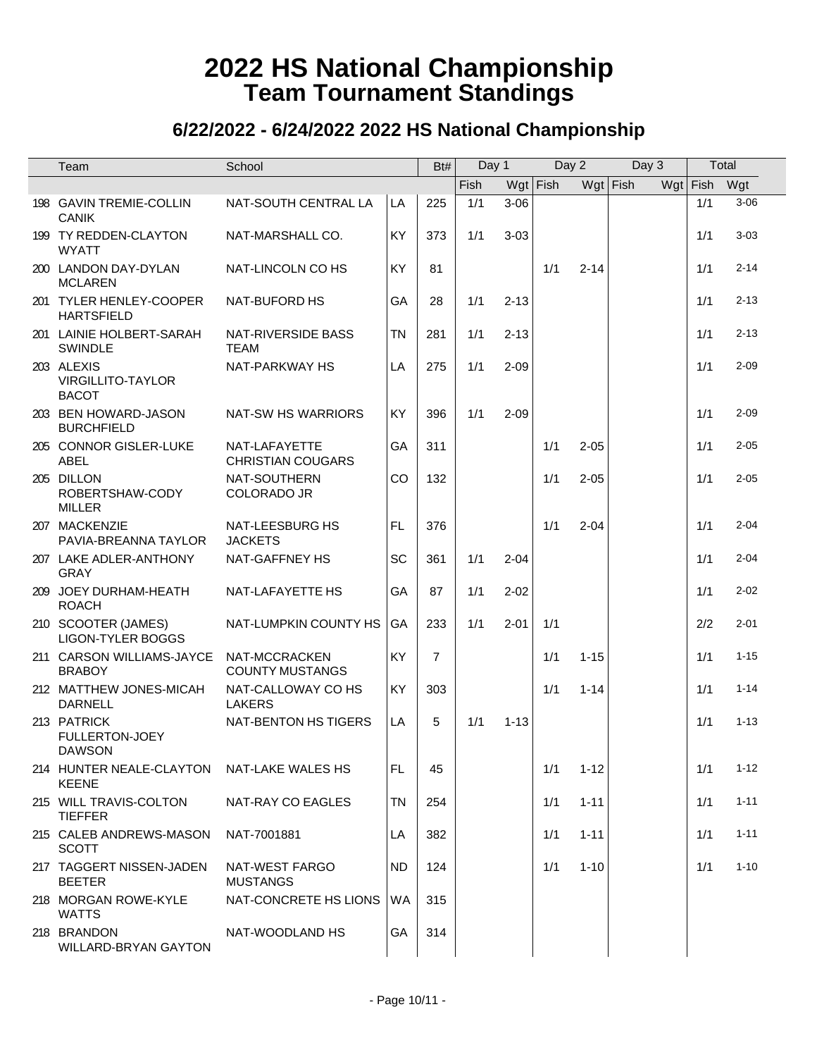# 2022 HS National Championship
## Team Tournament Standings

### 6/22/2022 - 6/24/2022 2022 HS National Championship

| | Team | School | | Bt# | Day 1 | | Day 2 | | Day 3 | | Total | |
|---|---|---|---|---|---|---|---|---|---|---|---|---|
| | | | | | Fish | Wgt | Fish | Wgt | Fish | Wgt | Fish | Wgt |
| 198 | GAVIN TREMIE-COLLIN CANIK | NAT-SOUTH CENTRAL LA | LA | 225 | 1/1 | 3-06 | | | | | 1/1 | 3-06 |
| 199 | TY REDDEN-CLAYTON WYATT | NAT-MARSHALL CO. | KY | 373 | 1/1 | 3-03 | | | | | 1/1 | 3-03 |
| 200 | LANDON DAY-DYLAN MCLAREN | NAT-LINCOLN CO HS | KY | 81 | | | 1/1 | 2-14 | | | 1/1 | 2-14 |
| 201 | TYLER HENLEY-COOPER HARTSFIELD | NAT-BUFORD HS | GA | 28 | 1/1 | 2-13 | | | | | 1/1 | 2-13 |
| 201 | LAINIE HOLBERT-SARAH SWINDLE | NAT-RIVERSIDE BASS TEAM | TN | 281 | 1/1 | 2-13 | | | | | 1/1 | 2-13 |
| 203 | ALEXIS VIRGILLITO-TAYLOR BACOT | NAT-PARKWAY HS | LA | 275 | 1/1 | 2-09 | | | | | 1/1 | 2-09 |
| 203 | BEN HOWARD-JASON BURCHFIELD | NAT-SW HS WARRIORS | KY | 396 | 1/1 | 2-09 | | | | | 1/1 | 2-09 |
| 205 | CONNOR GISLER-LUKE ABEL | NAT-LAFAYETTE CHRISTIAN COUGARS | GA | 311 | | | 1/1 | 2-05 | | | 1/1 | 2-05 |
| 205 | DILLON ROBERTSHAW-CODY MILLER | NAT-SOUTHERN COLORADO JR | CO | 132 | | | 1/1 | 2-05 | | | 1/1 | 2-05 |
| 207 | MACKENZIE PAVIA-BREANNA TAYLOR | NAT-LEESBURG HS JACKETS | FL | 376 | | | 1/1 | 2-04 | | | 1/1 | 2-04 |
| 207 | LAKE ADLER-ANTHONY GRAY | NAT-GAFFNEY HS | SC | 361 | 1/1 | 2-04 | | | | | 1/1 | 2-04 |
| 209 | JOEY DURHAM-HEATH ROACH | NAT-LAFAYETTE HS | GA | 87 | 1/1 | 2-02 | | | | | 1/1 | 2-02 |
| 210 | SCOOTER (JAMES) LIGON-TYLER BOGGS | NAT-LUMPKIN COUNTY HS | GA | 233 | 1/1 | 2-01 | 1/1 | | | | 2/2 | 2-01 |
| 211 | CARSON WILLIAMS-JAYCE BRABOY | NAT-MCCRACKEN COUNTY MUSTANGS | KY | 7 | | | 1/1 | 1-15 | | | 1/1 | 1-15 |
| 212 | MATTHEW JONES-MICAH DARNELL | NAT-CALLOWAY CO HS LAKERS | KY | 303 | | | 1/1 | 1-14 | | | 1/1 | 1-14 |
| 213 | PATRICK FULLERTON-JOEY DAWSON | NAT-BENTON HS TIGERS | LA | 5 | 1/1 | 1-13 | | | | | 1/1 | 1-13 |
| 214 | HUNTER NEALE-CLAYTON KEENE | NAT-LAKE WALES HS | FL | 45 | | | 1/1 | 1-12 | | | 1/1 | 1-12 |
| 215 | WILL TRAVIS-COLTON TIEFFER | NAT-RAY CO EAGLES | TN | 254 | | | 1/1 | 1-11 | | | 1/1 | 1-11 |
| 215 | CALEB ANDREWS-MASON SCOTT | NAT-7001881 | LA | 382 | | | 1/1 | 1-11 | | | 1/1 | 1-11 |
| 217 | TAGGERT NISSEN-JADEN BEETER | NAT-WEST FARGO MUSTANGS | ND | 124 | | | 1/1 | 1-10 | | | 1/1 | 1-10 |
| 218 | MORGAN ROWE-KYLE WATTS | NAT-CONCRETE HS LIONS | WA | 315 | | | | | | | | |
| 218 | BRANDON WILLARD-BRYAN GAYTON | NAT-WOODLAND HS | GA | 314 | | | | | | | | |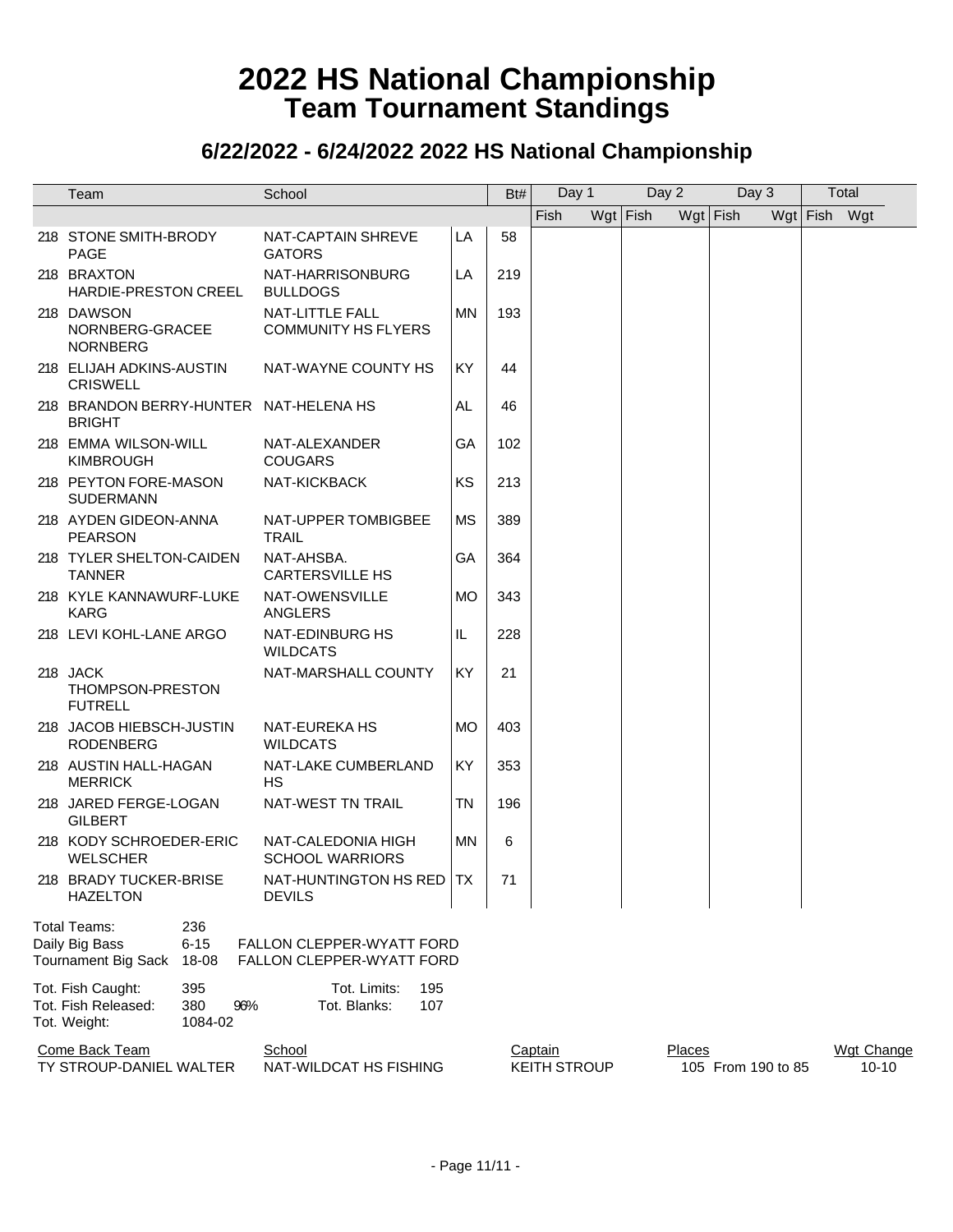# 2022 HS National Championship
## Team Tournament Standings

### 6/22/2022 - 6/24/2022 2022 HS National Championship

| | Team | School | | Bt# | Day 1 | | Day 2 | | Day 3 | | Total | |
|---|---|---|---|---|---|---|---|---|---|---|---|---|
| | | | | | Fish | Wgt | Fish | Wgt | Fish | Wgt | Fish | Wgt |
| 218 | STONE SMITH-BRODY PAGE | NAT-CAPTAIN SHREVE GATORS | LA | 58 | | | | | | | | |
| 218 | BRAXTON HARDIE-PRESTON CREEL | NAT-HARRISONBURG BULLDOGS | LA | 219 | | | | | | | | |
| 218 | DAWSON NORNBERG-GRACEE NORNBERG | NAT-LITTLE FALL COMMUNITY HS FLYERS | MN | 193 | | | | | | | | |
| 218 | ELIJAH ADKINS-AUSTIN CRISWELL | NAT-WAYNE COUNTY HS | KY | 44 | | | | | | | | |
| 218 | BRANDON BERRY-HUNTER BRIGHT | NAT-HELENA HS | AL | 46 | | | | | | | | |
| 218 | EMMA WILSON-WILL KIMBROUGH | NAT-ALEXANDER COUGARS | GA | 102 | | | | | | | | |
| 218 | PEYTON FORE-MASON SUDERMANN | NAT-KICKBACK | KS | 213 | | | | | | | | |
| 218 | AYDEN GIDEON-ANNA PEARSON | NAT-UPPER TOMBIGBEE TRAIL | MS | 389 | | | | | | | | |
| 218 | TYLER SHELTON-CAIDEN TANNER | NAT-AHSBA. CARTERSVILLE HS | GA | 364 | | | | | | | | |
| 218 | KYLE KANNAWURF-LUKE KARG | NAT-OWENSVILLE ANGLERS | MO | 343 | | | | | | | | |
| 218 | LEVI KOHL-LANE ARGO | NAT-EDINBURG HS WILDCATS | IL | 228 | | | | | | | | |
| 218 | JACK THOMPSON-PRESTON FUTRELL | NAT-MARSHALL COUNTY | KY | 21 | | | | | | | | |
| 218 | JACOB HIEBSCH-JUSTIN RODENBERG | NAT-EUREKA HS WILDCATS | MO | 403 | | | | | | | | |
| 218 | AUSTIN HALL-HAGAN MERRICK | NAT-LAKE CUMBERLAND HS | KY | 353 | | | | | | | | |
| 218 | JARED FERGE-LOGAN GILBERT | NAT-WEST TN TRAIL | TN | 196 | | | | | | | | |
| 218 | KODY SCHROEDER-ERIC WELSCHER | NAT-CALEDONIA HIGH SCHOOL WARRIORS | MN | 6 | | | | | | | | |
| 218 | BRADY TUCKER-BRISE HAZELTON | NAT-HUNTINGTON HS RED DEVILS | TX | 71 | | | | | | | | |

Total Teams: 236
Daily Big Bass 6-15 FALLON CLEPPER-WYATT FORD
Tournament Big Sack 18-08 FALLON CLEPPER-WYATT FORD

Tot. Fish Caught: 395 Tot. Limits: 195
Tot. Fish Released: 380 96% Tot. Blanks: 107
Tot. Weight: 1084-02

| Come Back Team | School | Captain | Places | Wgt Change |
|---|---|---|---|---|
| TY STROUP-DANIEL WALTER | NAT-WILDCAT HS FISHING | KEITH STROUP | 105 From 190 to 85 | 10-10 |